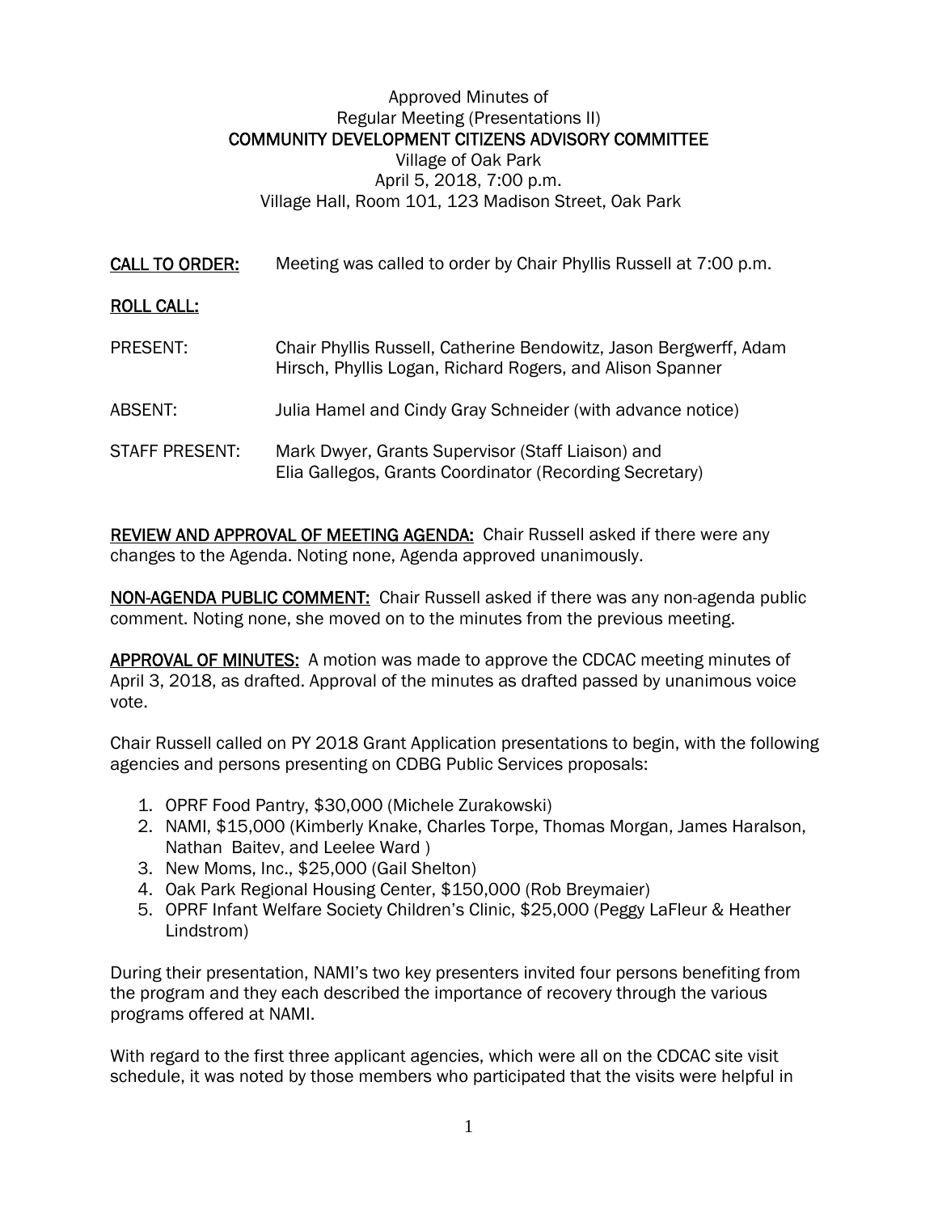Approved Minutes of
Regular Meeting (Presentations II)
**COMMUNITY DEVELOPMENT CITIZENS ADVISORY COMMITTEE**
Village of Oak Park
April 5, 2018, 7:00 p.m.
Village Hall, Room 101, 123 Madison Street, Oak Park

**CALL TO ORDER:** Meeting was called to order by Chair Phyllis Russell at 7:00 p.m.

**ROLL CALL:**

PRESENT: Chair Phyllis Russell, Catherine Bendowitz, Jason Bergwerff, Adam Hirsch, Phyllis Logan, Richard Rogers, and Alison Spanner

ABSENT: Julia Hamel and Cindy Gray Schneider (with advance notice)

STAFF PRESENT: Mark Dwyer, Grants Supervisor (Staff Liaison) and Elia Gallegos, Grants Coordinator (Recording Secretary)

**REVIEW AND APPROVAL OF MEETING AGENDA:** Chair Russell asked if there were any changes to the Agenda. Noting none, Agenda approved unanimously.

**NON-AGENDA PUBLIC COMMENT:** Chair Russell asked if there was any non-agenda public comment. Noting none, she moved on to the minutes from the previous meeting.

**APPROVAL OF MINUTES:** A motion was made to approve the CDCAC meeting minutes of April 3, 2018, as drafted. Approval of the minutes as drafted passed by unanimous voice vote.

Chair Russell called on PY 2018 Grant Application presentations to begin, with the following agencies and persons presenting on CDBG Public Services proposals:

1. OPRF Food Pantry, $30,000 (Michele Zurakowski)
2. NAMI, $15,000 (Kimberly Knake, Charles Torpe, Thomas Morgan, James Haralson, Nathan Baitev, and Leelee Ward )
3. New Moms, Inc., $25,000 (Gail Shelton)
4. Oak Park Regional Housing Center, $150,000 (Rob Breymaier)
5. OPRF Infant Welfare Society Children's Clinic, $25,000 (Peggy LaFleur & Heather Lindstrom)

During their presentation, NAMI's two key presenters invited four persons benefiting from the program and they each described the importance of recovery through the various programs offered at NAMI.

With regard to the first three applicant agencies, which were all on the CDCAC site visit schedule, it was noted by those members who participated that the visits were helpful in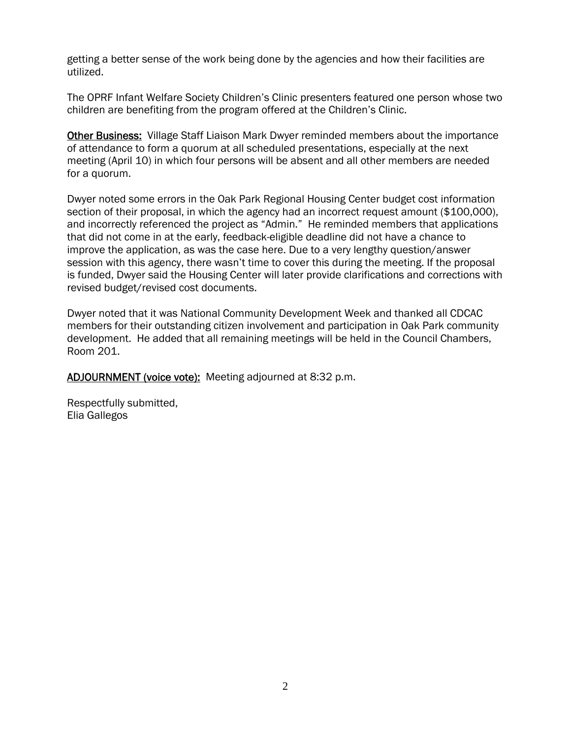getting a better sense of the work being done by the agencies and how their facilities are utilized.

The OPRF Infant Welfare Society Children's Clinic presenters featured one person whose two children are benefiting from the program offered at the Children's Clinic.

**Other Business:** Village Staff Liaison Mark Dwyer reminded members about the importance of attendance to form a quorum at all scheduled presentations, especially at the next meeting (April 10) in which four persons will be absent and all other members are needed for a quorum.

Dwyer noted some errors in the Oak Park Regional Housing Center budget cost information section of their proposal, in which the agency had an incorrect request amount ($100,000), and incorrectly referenced the project as "Admin." He reminded members that applications that did not come in at the early, feedback-eligible deadline did not have a chance to improve the application, as was the case here. Due to a very lengthy question/answer session with this agency, there wasn't time to cover this during the meeting. If the proposal is funded, Dwyer said the Housing Center will later provide clarifications and corrections with revised budget/revised cost documents.

Dwyer noted that it was National Community Development Week and thanked all CDCAC members for their outstanding citizen involvement and participation in Oak Park community development. He added that all remaining meetings will be held in the Council Chambers, Room 201.

**ADJOURNMENT (voice vote):** Meeting adjourned at 8:32 p.m.

Respectfully submitted,
Elia Gallegos